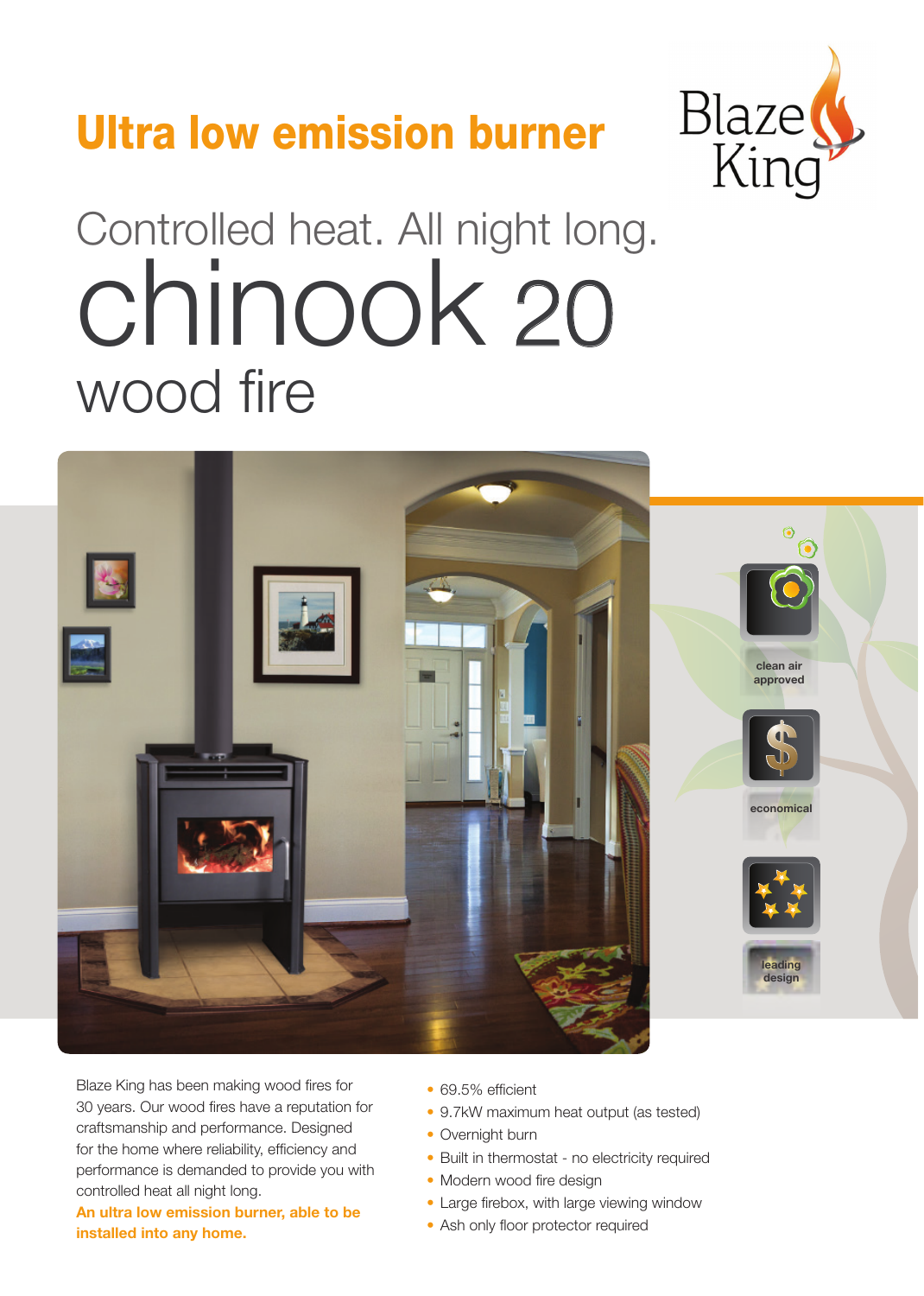# Ultra low emission burner

Blaze King

## Controlled heat. All night long.

# chinook 20

## wood fire

clean air approved

economical

leading design

Blaze King has been making wood fires for 30 years. Our wood fires have a reputation for craftsmanship and performance. Designed for the home where reliability, efficiency and performance is demanded to provide you with controlled heat all night long.

**An ultra low emission burner, able to be installed into any home.**

- 69.5% efficient
- 9.7kW maximum heat output (as tested)
- Overnight burn
- Built in thermostat - no electricity required
- Modern wood fire design
- Large firebox, with large viewing window
- Ash only floor protector required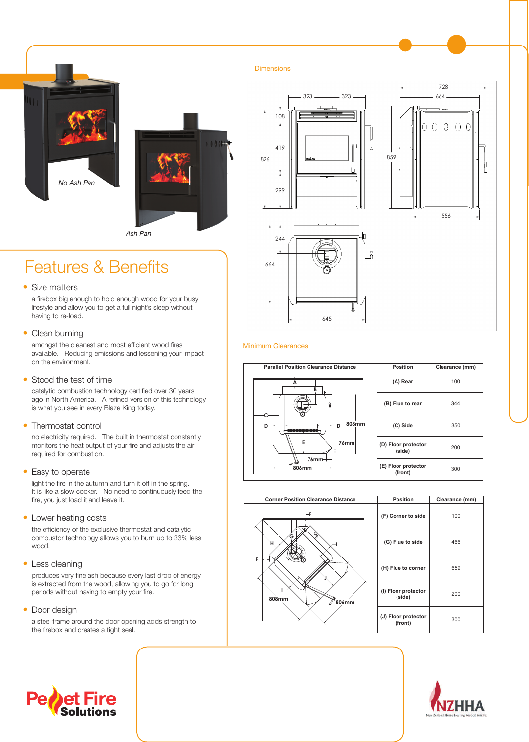No Ash Pan

Ash Pan

## Features & Benefits

- **Size matters**

  a firebox big enough to hold enough wood for your busy lifestyle and allow you to get a full night's sleep without having to re-load.

- **Clean burning**

  amongst the cleanest and most efficient wood fires available. Reducing emissions and lessening your impact on the environment.

- **Stood the test of time**

  catalytic combustion technology certified over 30 years ago in North America. A refined version of this technology is what you see in every Blaze King today.

- **Thermostat control**

  no electricity required. The built in thermostat constantly monitors the heat output of your fire and adjusts the air required for combustion.

- **Easy to operate**

  light the fire in the autumn and turn it off in the spring. It is like a slow cooker. No need to continuously feed the fire, you just load it and leave it.

- **Lower heating costs**

  the efficiency of the exclusive thermostat and catalytic combustor technology allows you to burn up to 33% less wood.

- **Less cleaning**

  produces very fine ash because every last drop of energy is extracted from the wood, allowing you to go for long periods without having to empty your fire.

- **Door design**

  a steel frame around the door opening adds strength to the firebox and creates a tight seal.

## Dimensions

323
323
108
419
826
299
728
664
859
556
244
664
645

## Minimum Clearances

| Parallel Position Clearance Distance | Position | Clearance (mm) |
|---|---|---|
| A, B, C, D, E, 808mm, 76mm, 76mm, 806mm | (A) Rear | 100 |
| | (B) Flue to rear | 344 |
| | (C) Side | 350 |
| | (D) Floor protector (side) | 200 |
| | (E) Floor protector (front) | 300 |

| Corner Position Clearance Distance | Position | Clearance (mm) |
|---|---|---|
| F, F, G, H, I, J, 808mm, 806mm | (F) Corner to side | 100 |
| | (G) Flue to side | 466 |
| | (H) Flue to corner | 659 |
| | (I) Floor protector (side) | 200 |
| | (J) Floor protector (front) | 300 |

Pellet Fire Solutions

NZHHA
New Zealand Home Heating Association Inc.